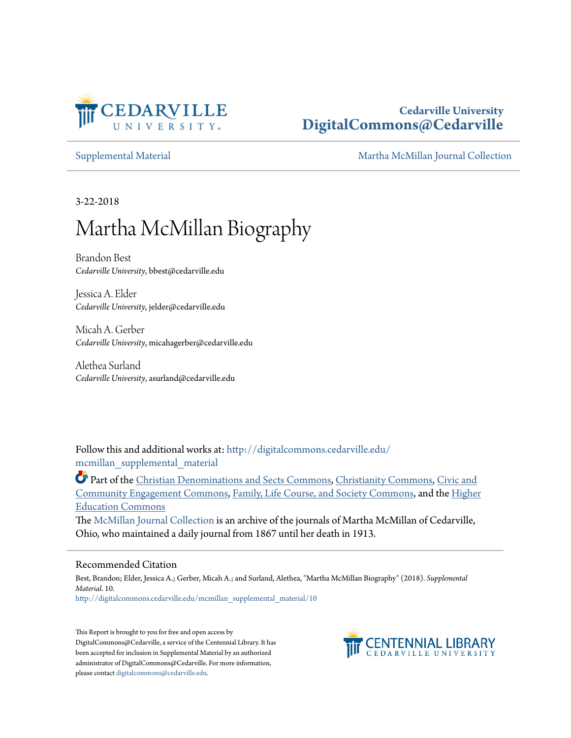Cedarville University
DigitalCommons@Cedarville

Supplemental Material | Martha McMillan Journal Collection

3-22-2018

# Martha McMillan Biography

Brandon Best
*Cedarville University*, bbest@cedarville.edu

Jessica A. Elder
*Cedarville University*, jelder@cedarville.edu

Micah A. Gerber
*Cedarville University*, micahagerber@cedarville.edu

Alethea Surland
*Cedarville University*, asurland@cedarville.edu

Follow this and additional works at: http://digitalcommons.cedarville.edu/mcmillan_supplemental_material

Part of the Christian Denominations and Sects Commons, Christianity Commons, Civic and Community Engagement Commons, Family, Life Course, and Society Commons, and the Higher Education Commons

The McMillan Journal Collection is an archive of the journals of Martha McMillan of Cedarville, Ohio, who maintained a daily journal from 1867 until her death in 1913.

## Recommended Citation

Best, Brandon; Elder, Jessica A.; Gerber, Micah A.; and Surland, Alethea, "Martha McMillan Biography" (2018). *Supplemental Material*. 10.
http://digitalcommons.cedarville.edu/mcmillan_supplemental_material/10

This Report is brought to you for free and open access by DigitalCommons@Cedarville, a service of the Centennial Library. It has been accepted for inclusion in Supplemental Material by an authorized administrator of DigitalCommons@Cedarville. For more information, please contact digitalcommons@cedarville.edu.

CENTENNIAL LIBRARY
CEDARVILLE UNIVERSITY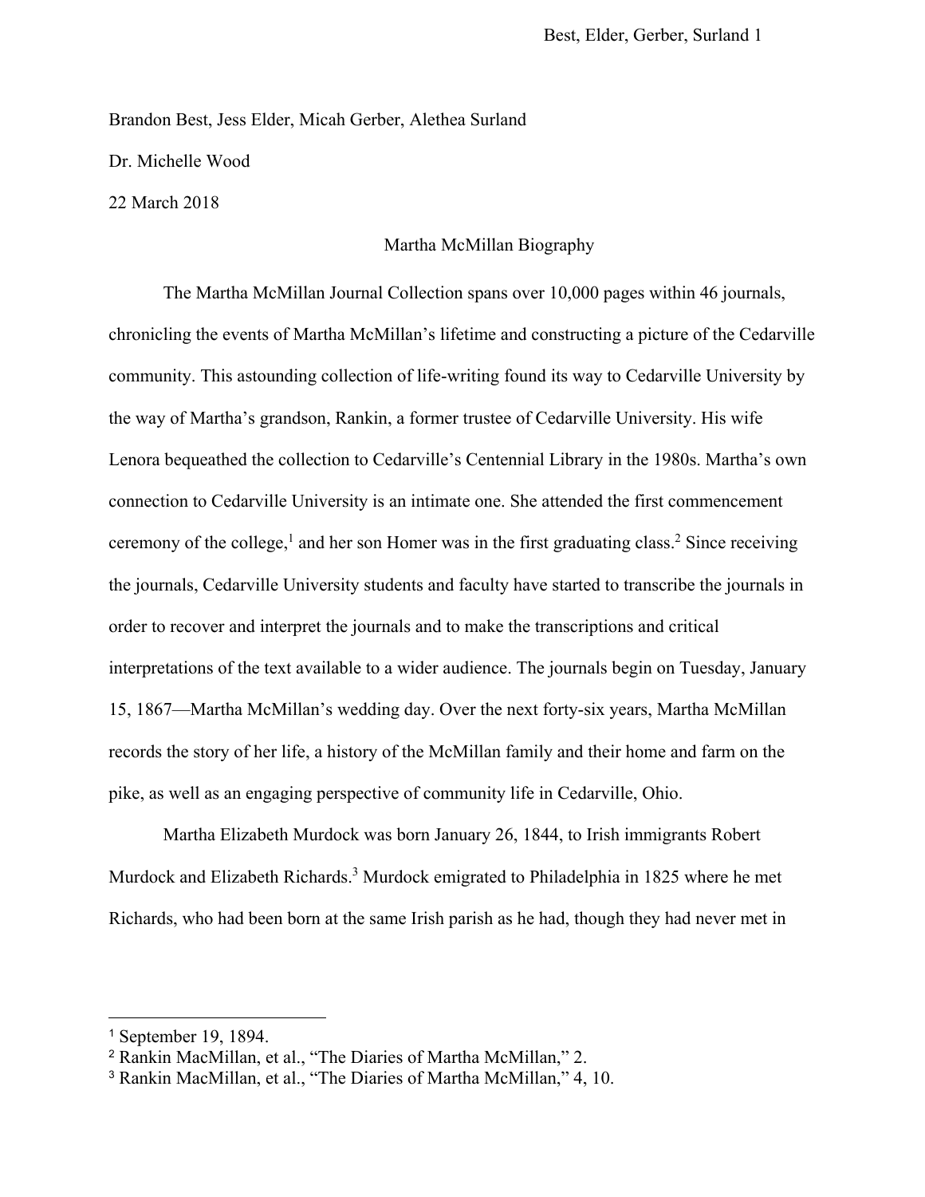Brandon Best, Jess Elder, Micah Gerber, Alethea Surland

Dr. Michelle Wood

22 March 2018

# Martha McMillan Biography

The Martha McMillan Journal Collection spans over 10,000 pages within 46 journals, chronicling the events of Martha McMillan's lifetime and constructing a picture of the Cedarville community. This astounding collection of life-writing found its way to Cedarville University by the way of Martha's grandson, Rankin, a former trustee of Cedarville University. His wife Lenora bequeathed the collection to Cedarville's Centennial Library in the 1980s. Martha's own connection to Cedarville University is an intimate one. She attended the first commencement ceremony of the college,[1] and her son Homer was in the first graduating class.[2] Since receiving the journals, Cedarville University students and faculty have started to transcribe the journals in order to recover and interpret the journals and to make the transcriptions and critical interpretations of the text available to a wider audience. The journals begin on Tuesday, January 15, 1867—Martha McMillan's wedding day. Over the next forty-six years, Martha McMillan records the story of her life, a history of the McMillan family and their home and farm on the pike, as well as an engaging perspective of community life in Cedarville, Ohio.

Martha Elizabeth Murdock was born January 26, 1844, to Irish immigrants Robert Murdock and Elizabeth Richards.[3] Murdock emigrated to Philadelphia in 1825 where he met Richards, who had been born at the same Irish parish as he had, though they had never met in

---

[1] September 19, 1894.

[2] Rankin MacMillan, et al., "The Diaries of Martha McMillan," 2.

[3] Rankin MacMillan, et al., "The Diaries of Martha McMillan," 4, 10.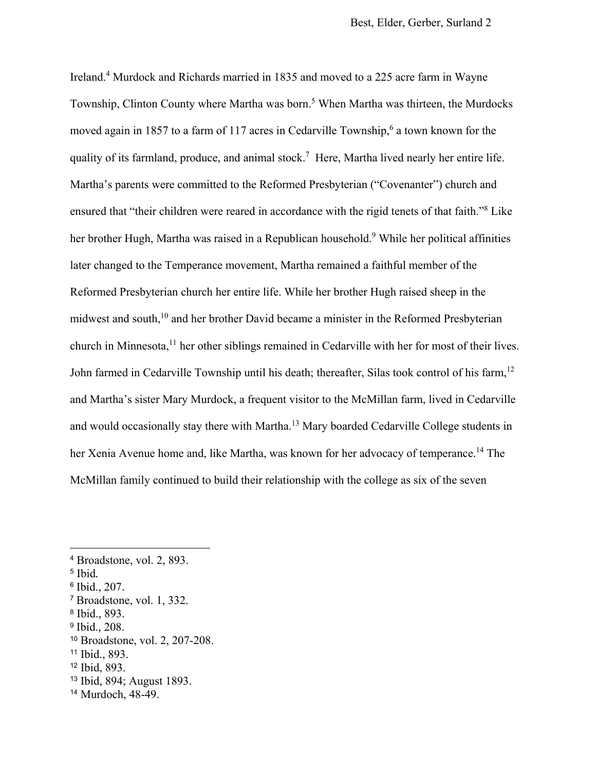Ireland.[4] Murdock and Richards married in 1835 and moved to a 225 acre farm in Wayne Township, Clinton County where Martha was born.[5] When Martha was thirteen, the Murdocks moved again in 1857 to a farm of 117 acres in Cedarville Township,[6] a town known for the quality of its farmland, produce, and animal stock.[7] Here, Martha lived nearly her entire life. Martha's parents were committed to the Reformed Presbyterian ("Covenanter") church and ensured that "their children were reared in accordance with the rigid tenets of that faith."[8] Like her brother Hugh, Martha was raised in a Republican household.[9] While her political affinities later changed to the Temperance movement, Martha remained a faithful member of the Reformed Presbyterian church her entire life. While her brother Hugh raised sheep in the midwest and south,[10] and her brother David became a minister in the Reformed Presbyterian church in Minnesota,[11] her other siblings remained in Cedarville with her for most of their lives. John farmed in Cedarville Township until his death; thereafter, Silas took control of his farm,[12] and Martha's sister Mary Murdock, a frequent visitor to the McMillan farm, lived in Cedarville and would occasionally stay there with Martha.[13] Mary boarded Cedarville College students in her Xenia Avenue home and, like Martha, was known for her advocacy of temperance.[14] The McMillan family continued to build their relationship with the college as six of the seven

---

[4] Broadstone, vol. 2, 893.
[5] Ibid.
[6] Ibid., 207.
[7] Broadstone, vol. 1, 332.
[8] Ibid., 893.
[9] Ibid., 208.
[10] Broadstone, vol. 2, 207-208.
[11] Ibid., 893.
[12] Ibid, 893.
[13] Ibid, 894; August 1893.
[14] Murdoch, 48-49.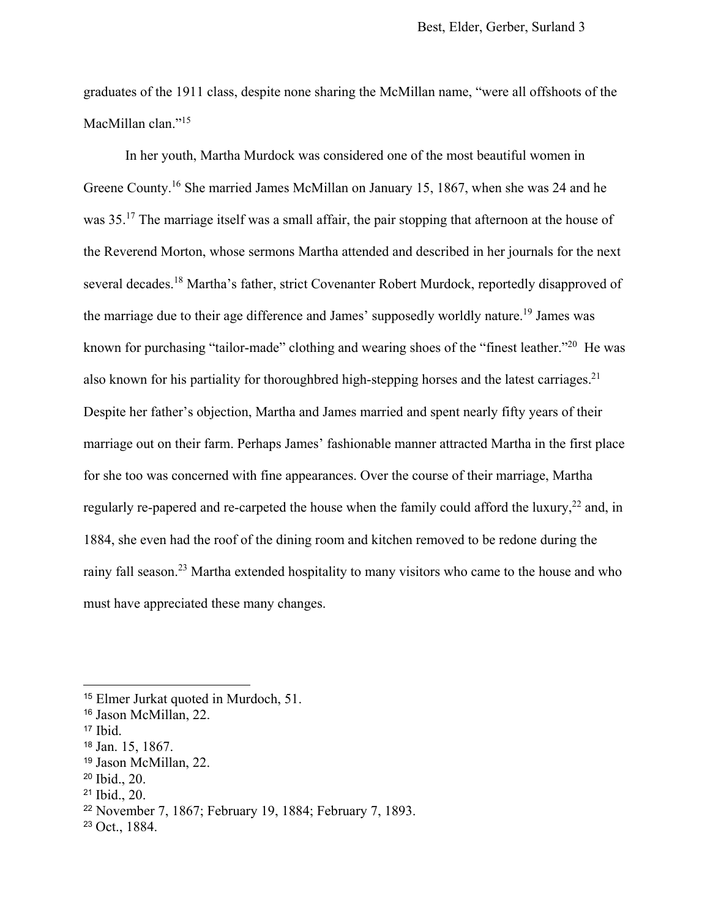graduates of the 1911 class, despite none sharing the McMillan name, "were all offshoots of the MacMillan clan."[15]

In her youth, Martha Murdock was considered one of the most beautiful women in Greene County.[16] She married James McMillan on January 15, 1867, when she was 24 and he was 35.[17] The marriage itself was a small affair, the pair stopping that afternoon at the house of the Reverend Morton, whose sermons Martha attended and described in her journals for the next several decades.[18] Martha's father, strict Covenanter Robert Murdock, reportedly disapproved of the marriage due to their age difference and James' supposedly worldly nature.[19] James was known for purchasing "tailor-made" clothing and wearing shoes of the "finest leather."[20] He was also known for his partiality for thoroughbred high-stepping horses and the latest carriages.[21] Despite her father's objection, Martha and James married and spent nearly fifty years of their marriage out on their farm. Perhaps James' fashionable manner attracted Martha in the first place for she too was concerned with fine appearances. Over the course of their marriage, Martha regularly re-papered and re-carpeted the house when the family could afford the luxury,[22] and, in 1884, she even had the roof of the dining room and kitchen removed to be redone during the rainy fall season.[23] Martha extended hospitality to many visitors who came to the house and who must have appreciated these many changes.

---

[15] Elmer Jurkat quoted in Murdoch, 51.
[16] Jason McMillan, 22.
[17] Ibid.
[18] Jan. 15, 1867.
[19] Jason McMillan, 22.
[20] Ibid., 20.
[21] Ibid., 20.
[22] November 7, 1867; February 19, 1884; February 7, 1893.
[23] Oct., 1884.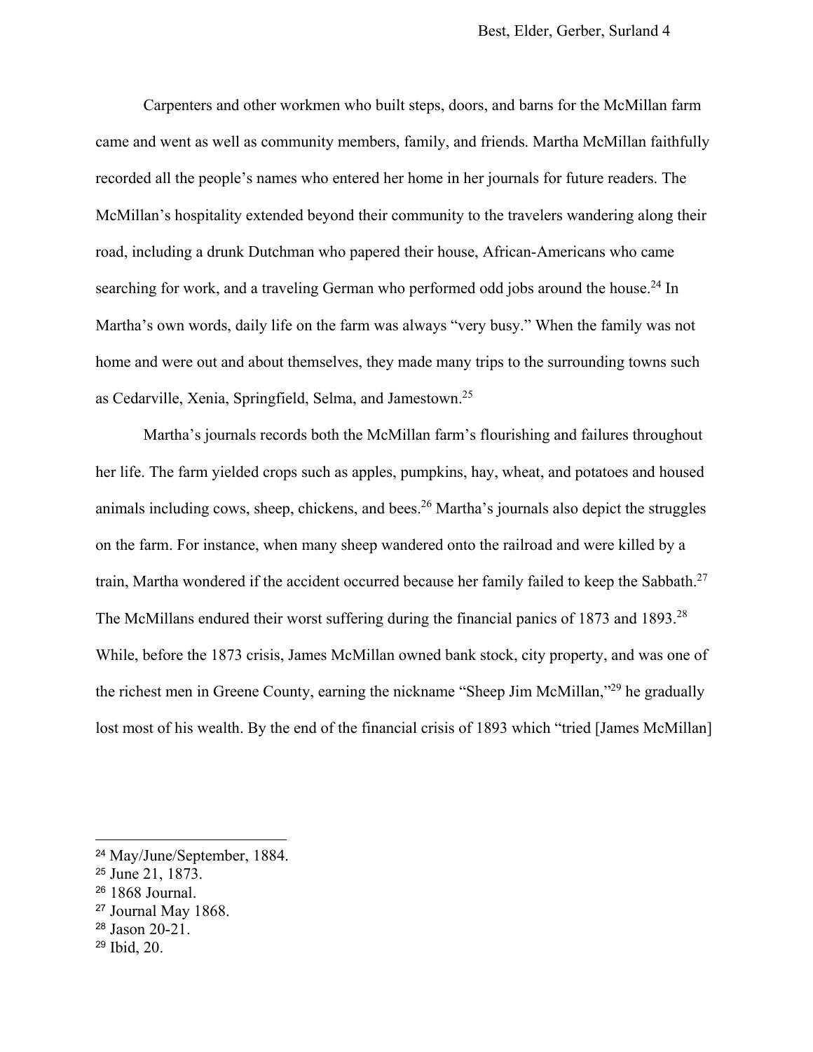Carpenters and other workmen who built steps, doors, and barns for the McMillan farm came and went as well as community members, family, and friends. Martha McMillan faithfully recorded all the people's names who entered her home in her journals for future readers. The McMillan's hospitality extended beyond their community to the travelers wandering along their road, including a drunk Dutchman who papered their house, African-Americans who came searching for work, and a traveling German who performed odd jobs around the house.[24] In Martha's own words, daily life on the farm was always "very busy." When the family was not home and were out and about themselves, they made many trips to the surrounding towns such as Cedarville, Xenia, Springfield, Selma, and Jamestown.[25]

Martha's journals records both the McMillan farm's flourishing and failures throughout her life. The farm yielded crops such as apples, pumpkins, hay, wheat, and potatoes and housed animals including cows, sheep, chickens, and bees.[26] Martha's journals also depict the struggles on the farm. For instance, when many sheep wandered onto the railroad and were killed by a train, Martha wondered if the accident occurred because her family failed to keep the Sabbath.[27] The McMillans endured their worst suffering during the financial panics of 1873 and 1893.[28] While, before the 1873 crisis, James McMillan owned bank stock, city property, and was one of the richest men in Greene County, earning the nickname "Sheep Jim McMillan,"[29] he gradually lost most of his wealth. By the end of the financial crisis of 1893 which "tried [James McMillan]

---

[24] May/June/September, 1884.

[25] June 21, 1873.

[26] 1868 Journal.

[27] Journal May 1868.

[28] Jason 20-21.

[29] Ibid, 20.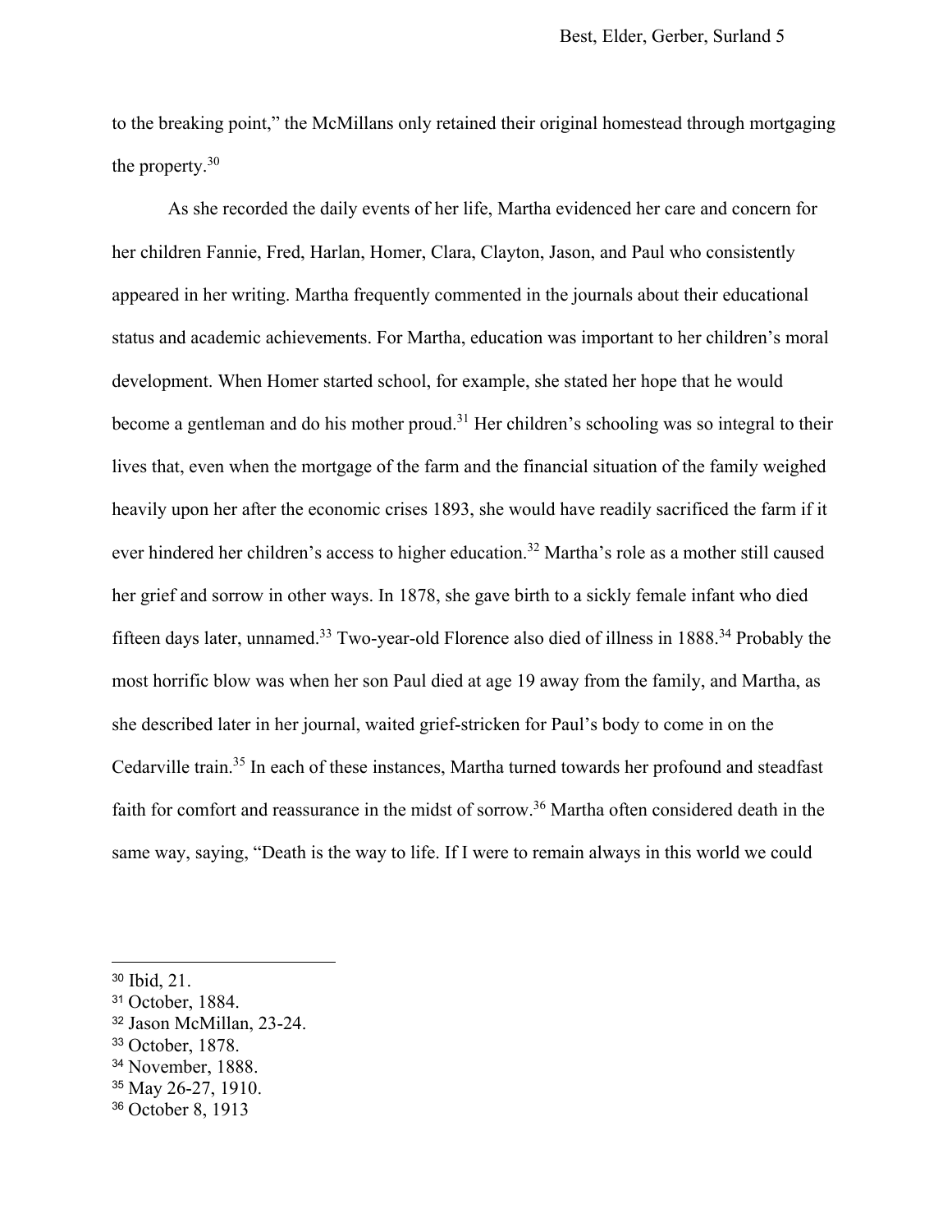to the breaking point," the McMillans only retained their original homestead through mortgaging the property.[30]

As she recorded the daily events of her life, Martha evidenced her care and concern for her children Fannie, Fred, Harlan, Homer, Clara, Clayton, Jason, and Paul who consistently appeared in her writing. Martha frequently commented in the journals about their educational status and academic achievements. For Martha, education was important to her children's moral development. When Homer started school, for example, she stated her hope that he would become a gentleman and do his mother proud.[31] Her children's schooling was so integral to their lives that, even when the mortgage of the farm and the financial situation of the family weighed heavily upon her after the economic crises 1893, she would have readily sacrificed the farm if it ever hindered her children's access to higher education.[32] Martha's role as a mother still caused her grief and sorrow in other ways. In 1878, she gave birth to a sickly female infant who died fifteen days later, unnamed.[33] Two-year-old Florence also died of illness in 1888.[34] Probably the most horrific blow was when her son Paul died at age 19 away from the family, and Martha, as she described later in her journal, waited grief-stricken for Paul's body to come in on the Cedarville train.[35] In each of these instances, Martha turned towards her profound and steadfast faith for comfort and reassurance in the midst of sorrow.[36] Martha often considered death in the same way, saying, "Death is the way to life. If I were to remain always in this world we could

---

[30] Ibid, 21.
[31] October, 1884.
[32] Jason McMillan, 23-24.
[33] October, 1878.
[34] November, 1888.
[35] May 26-27, 1910.
[36] October 8, 1913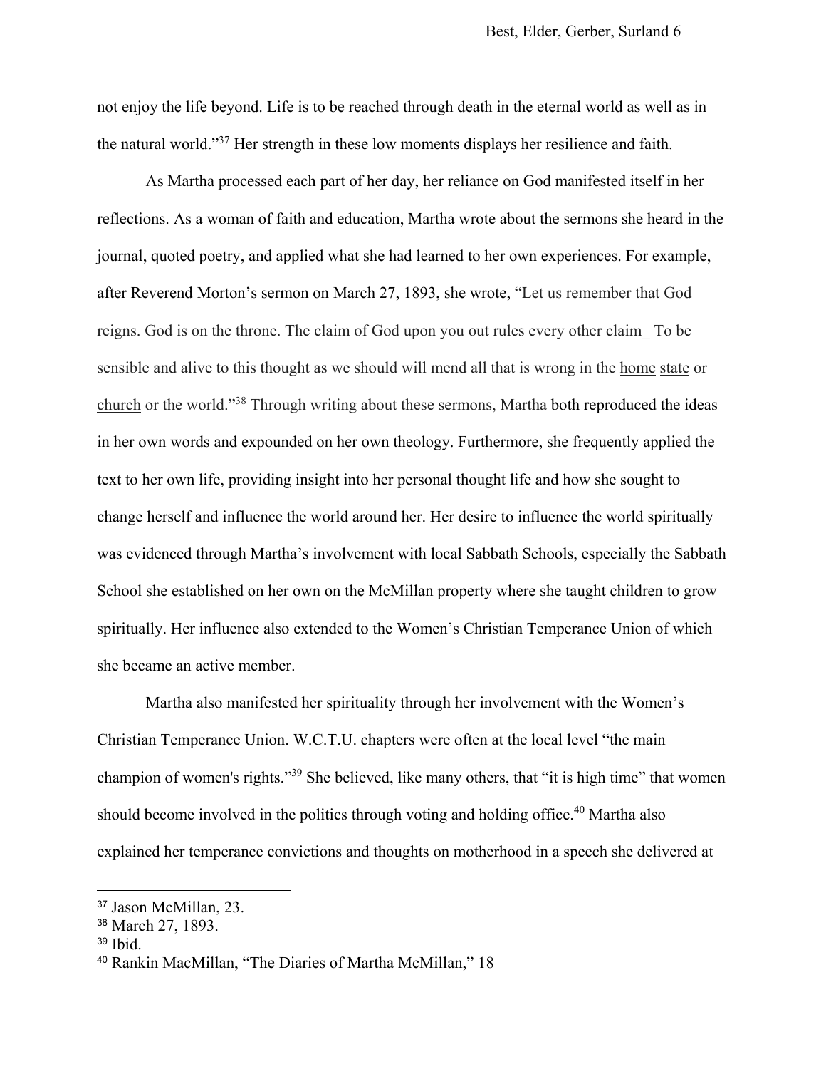not enjoy the life beyond. Life is to be reached through death in the eternal world as well as in the natural world."[37] Her strength in these low moments displays her resilience and faith.

As Martha processed each part of her day, her reliance on God manifested itself in her reflections. As a woman of faith and education, Martha wrote about the sermons she heard in the journal, quoted poetry, and applied what she had learned to her own experiences. For example, after Reverend Morton's sermon on March 27, 1893, she wrote, "Let us remember that God reigns. God is on the throne. The claim of God upon you out rules every other claim_ To be sensible and alive to this thought as we should will mend all that is wrong in the <u>home</u> <u>state</u> or <u>church</u> or the world."[38] Through writing about these sermons, Martha both reproduced the ideas in her own words and expounded on her own theology. Furthermore, she frequently applied the text to her own life, providing insight into her personal thought life and how she sought to change herself and influence the world around her. Her desire to influence the world spiritually was evidenced through Martha's involvement with local Sabbath Schools, especially the Sabbath School she established on her own on the McMillan property where she taught children to grow spiritually. Her influence also extended to the Women's Christian Temperance Union of which she became an active member.

Martha also manifested her spirituality through her involvement with the Women's Christian Temperance Union. W.C.T.U. chapters were often at the local level "the main champion of women's rights."[39] She believed, like many others, that "it is high time" that women should become involved in the politics through voting and holding office.[40] Martha also explained her temperance convictions and thoughts on motherhood in a speech she delivered at

---

[37] Jason McMillan, 23.

[38] March 27, 1893.

[39] Ibid.

[40] Rankin MacMillan, "The Diaries of Martha McMillan," 18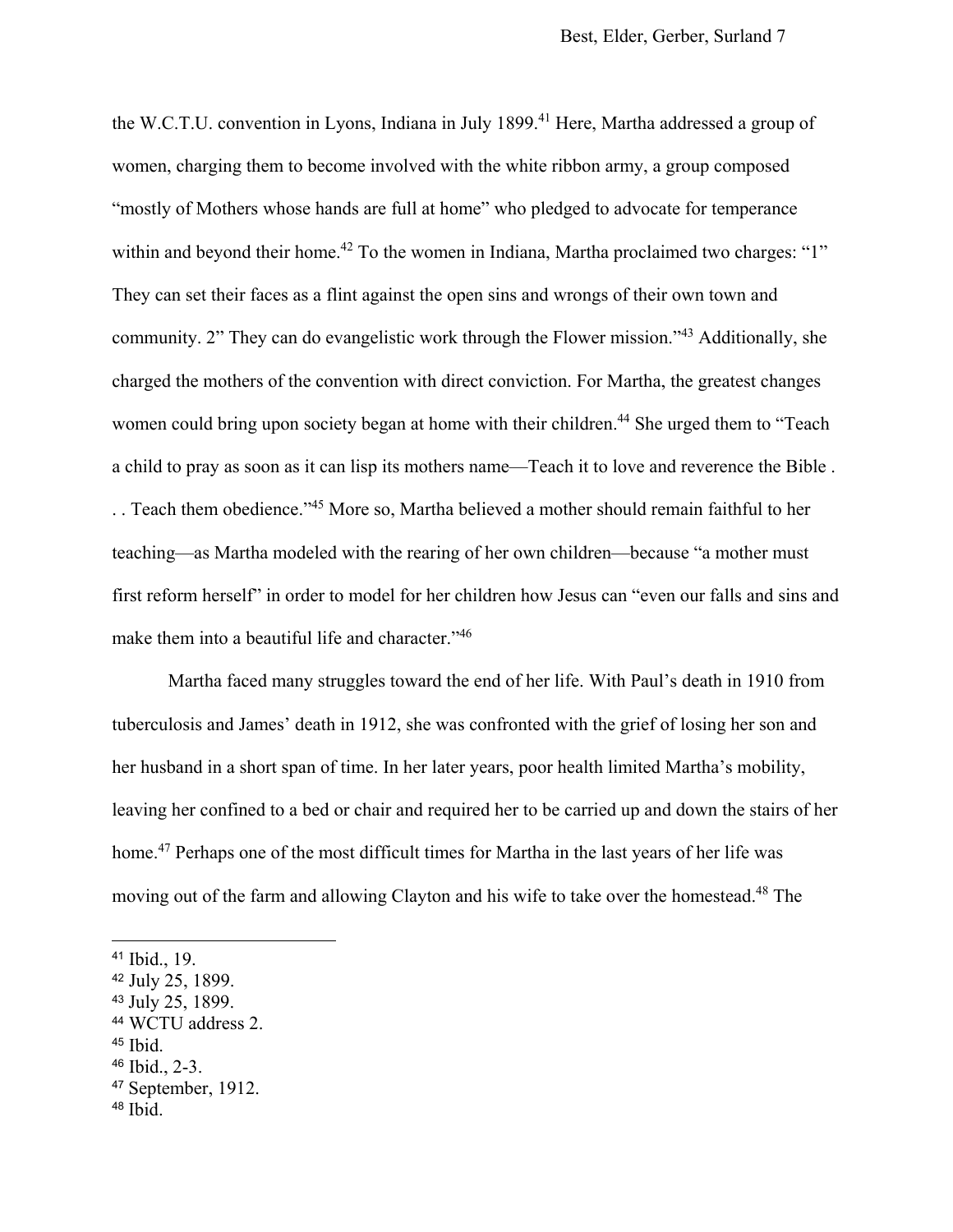the W.C.T.U. convention in Lyons, Indiana in July 1899.[41] Here, Martha addressed a group of women, charging them to become involved with the white ribbon army, a group composed "mostly of Mothers whose hands are full at home" who pledged to advocate for temperance within and beyond their home.[42] To the women in Indiana, Martha proclaimed two charges: "1" They can set their faces as a flint against the open sins and wrongs of their own town and community. 2" They can do evangelistic work through the Flower mission."[43] Additionally, she charged the mothers of the convention with direct conviction. For Martha, the greatest changes women could bring upon society began at home with their children.[44] She urged them to "Teach a child to pray as soon as it can lisp its mothers name—Teach it to love and reverence the Bible . . . Teach them obedience."[45] More so, Martha believed a mother should remain faithful to her teaching—as Martha modeled with the rearing of her own children—because "a mother must first reform herself" in order to model for her children how Jesus can "even our falls and sins and make them into a beautiful life and character."[46]

Martha faced many struggles toward the end of her life. With Paul's death in 1910 from tuberculosis and James' death in 1912, she was confronted with the grief of losing her son and her husband in a short span of time. In her later years, poor health limited Martha's mobility, leaving her confined to a bed or chair and required her to be carried up and down the stairs of her home.[47] Perhaps one of the most difficult times for Martha in the last years of her life was moving out of the farm and allowing Clayton and his wife to take over the homestead.[48] The

---

[41] Ibid., 19.
[42] July 25, 1899.
[43] July 25, 1899.
[44] WCTU address 2.
[45] Ibid.
[46] Ibid., 2-3.
[47] September, 1912.
[48] Ibid.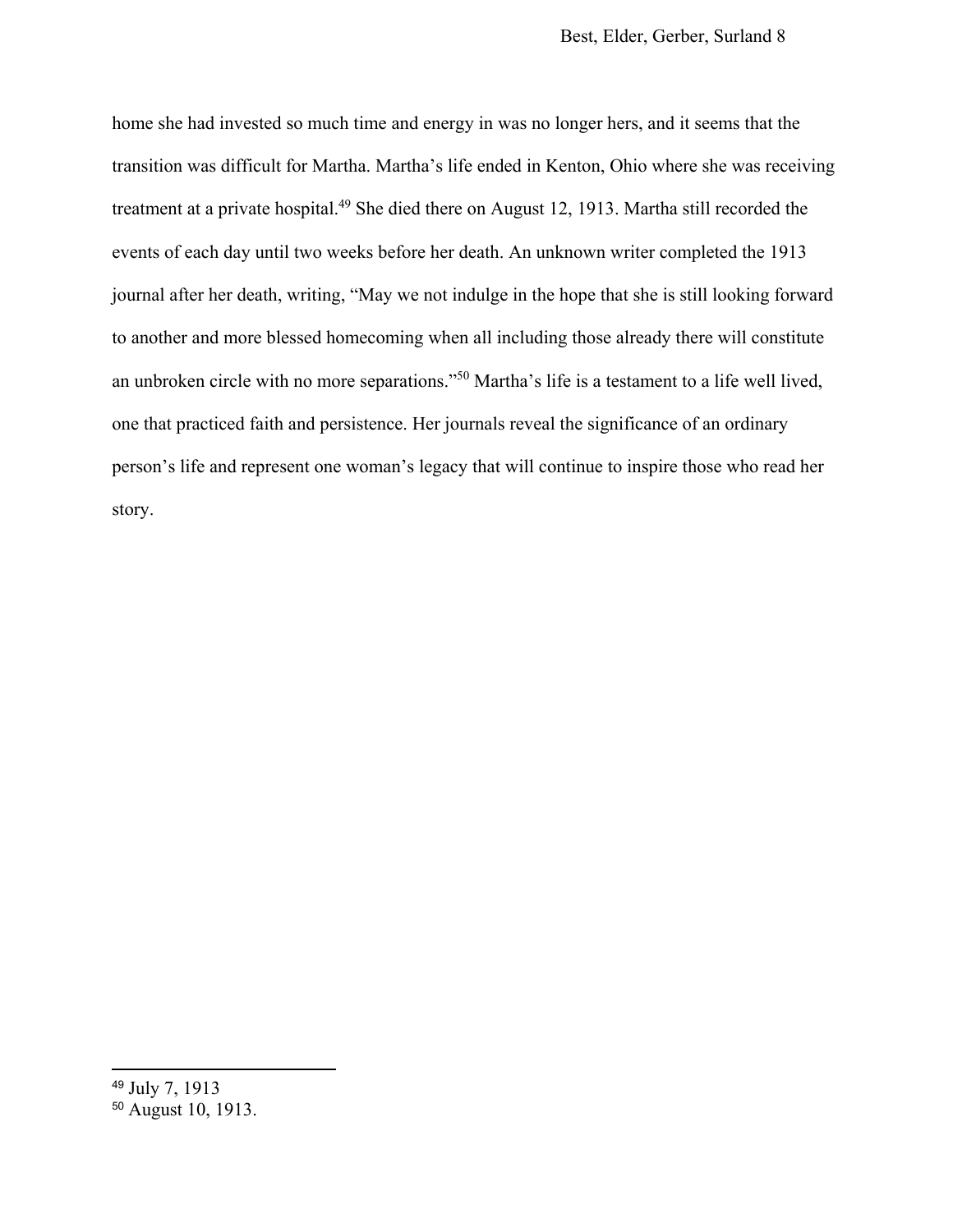home she had invested so much time and energy in was no longer hers, and it seems that the transition was difficult for Martha. Martha's life ended in Kenton, Ohio where she was receiving treatment at a private hospital.[49] She died there on August 12, 1913. Martha still recorded the events of each day until two weeks before her death. An unknown writer completed the 1913 journal after her death, writing, "May we not indulge in the hope that she is still looking forward to another and more blessed homecoming when all including those already there will constitute an unbroken circle with no more separations."[50] Martha's life is a testament to a life well lived, one that practiced faith and persistence. Her journals reveal the significance of an ordinary person's life and represent one woman's legacy that will continue to inspire those who read her story.

---

[49] July 7, 1913

[50] August 10, 1913.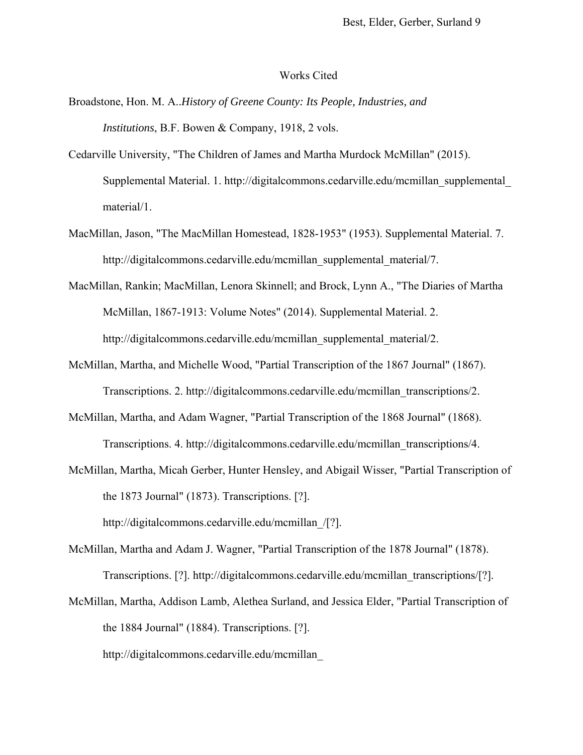# Works Cited

Broadstone, Hon. M. A..*History of Greene County: Its People, Industries, and Institutions*, B.F. Bowen & Company, 1918, 2 vols.

Cedarville University, "The Children of James and Martha Murdock McMillan" (2015). Supplemental Material. 1. http://digitalcommons.cedarville.edu/mcmillan_supplemental_material/1.

MacMillan, Jason, "The MacMillan Homestead, 1828-1953" (1953). Supplemental Material. 7. http://digitalcommons.cedarville.edu/mcmillan_supplemental_material/7.

MacMillan, Rankin; MacMillan, Lenora Skinnell; and Brock, Lynn A., "The Diaries of Martha McMillan, 1867-1913: Volume Notes" (2014). Supplemental Material. 2. http://digitalcommons.cedarville.edu/mcmillan_supplemental_material/2.

McMillan, Martha, and Michelle Wood, "Partial Transcription of the 1867 Journal" (1867). Transcriptions. 2. http://digitalcommons.cedarville.edu/mcmillan_transcriptions/2.

McMillan, Martha, and Adam Wagner, "Partial Transcription of the 1868 Journal" (1868). Transcriptions. 4. http://digitalcommons.cedarville.edu/mcmillan_transcriptions/4.

McMillan, Martha, Micah Gerber, Hunter Hensley, and Abigail Wisser, "Partial Transcription of the 1873 Journal" (1873). Transcriptions. [?]. http://digitalcommons.cedarville.edu/mcmillan_/[?].

McMillan, Martha and Adam J. Wagner, "Partial Transcription of the 1878 Journal" (1878). Transcriptions. [?]. http://digitalcommons.cedarville.edu/mcmillan_transcriptions/[?].

McMillan, Martha, Addison Lamb, Alethea Surland, and Jessica Elder, "Partial Transcription of the 1884 Journal" (1884). Transcriptions. [?]. http://digitalcommons.cedarville.edu/mcmillan_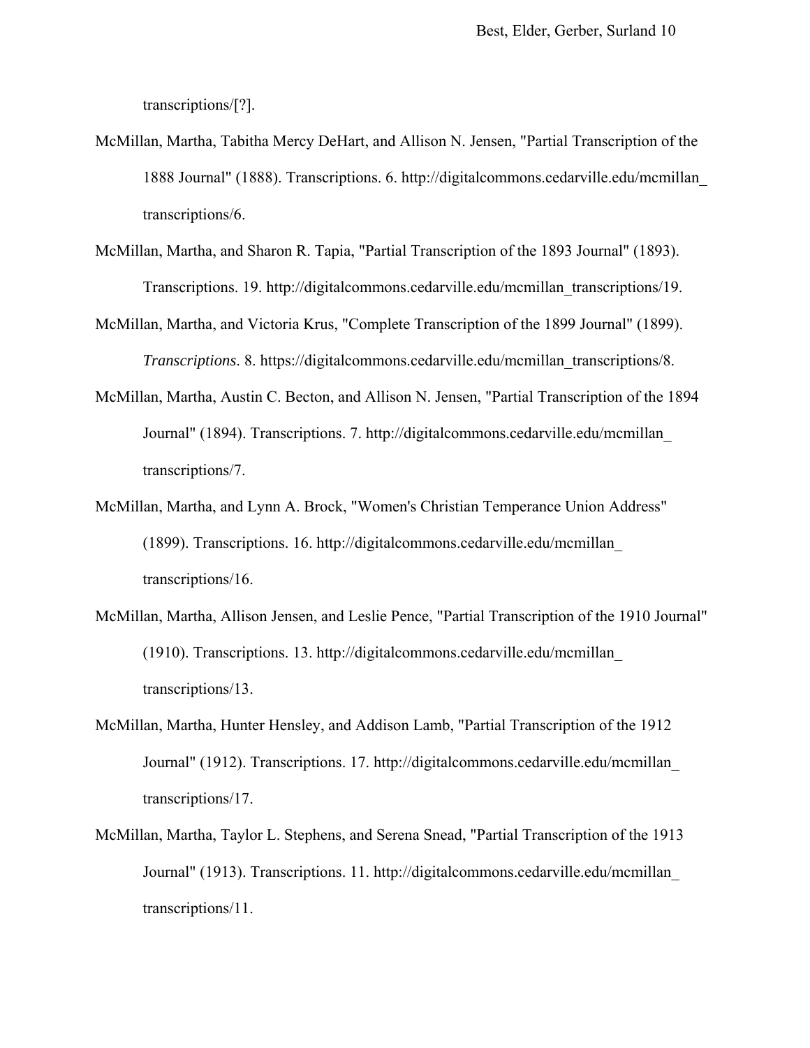transcriptions/[?].

McMillan, Martha, Tabitha Mercy DeHart, and Allison N. Jensen, "Partial Transcription of the 1888 Journal" (1888). Transcriptions. 6. http://digitalcommons.cedarville.edu/mcmillan_transcriptions/6.

McMillan, Martha, and Sharon R. Tapia, "Partial Transcription of the 1893 Journal" (1893). Transcriptions. 19. http://digitalcommons.cedarville.edu/mcmillan_transcriptions/19.

McMillan, Martha, and Victoria Krus, "Complete Transcription of the 1899 Journal" (1899). *Transcriptions*. 8. https://digitalcommons.cedarville.edu/mcmillan_transcriptions/8.

McMillan, Martha, Austin C. Becton, and Allison N. Jensen, "Partial Transcription of the 1894 Journal" (1894). Transcriptions. 7. http://digitalcommons.cedarville.edu/mcmillan_transcriptions/7.

McMillan, Martha, and Lynn A. Brock, "Women's Christian Temperance Union Address" (1899). Transcriptions. 16. http://digitalcommons.cedarville.edu/mcmillan_transcriptions/16.

McMillan, Martha, Allison Jensen, and Leslie Pence, "Partial Transcription of the 1910 Journal" (1910). Transcriptions. 13. http://digitalcommons.cedarville.edu/mcmillan_transcriptions/13.

McMillan, Martha, Hunter Hensley, and Addison Lamb, "Partial Transcription of the 1912 Journal" (1912). Transcriptions. 17. http://digitalcommons.cedarville.edu/mcmillan_transcriptions/17.

McMillan, Martha, Taylor L. Stephens, and Serena Snead, "Partial Transcription of the 1913 Journal" (1913). Transcriptions. 11. http://digitalcommons.cedarville.edu/mcmillan_transcriptions/11.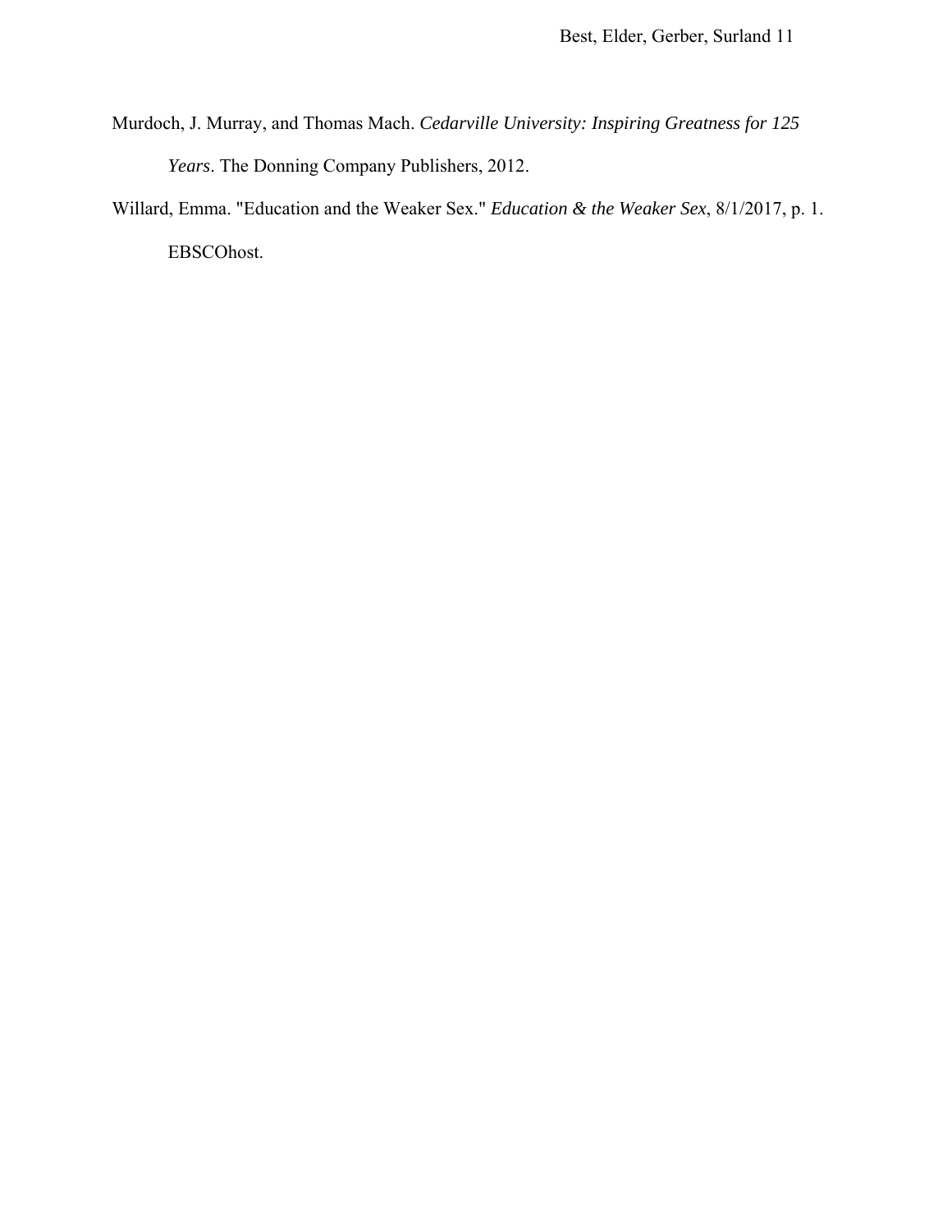Murdoch, J. Murray, and Thomas Mach. *Cedarville University: Inspiring Greatness for 125 Years*. The Donning Company Publishers, 2012.

Willard, Emma. "Education and the Weaker Sex." *Education & the Weaker Sex*, 8/1/2017, p. 1. EBSCOhost.